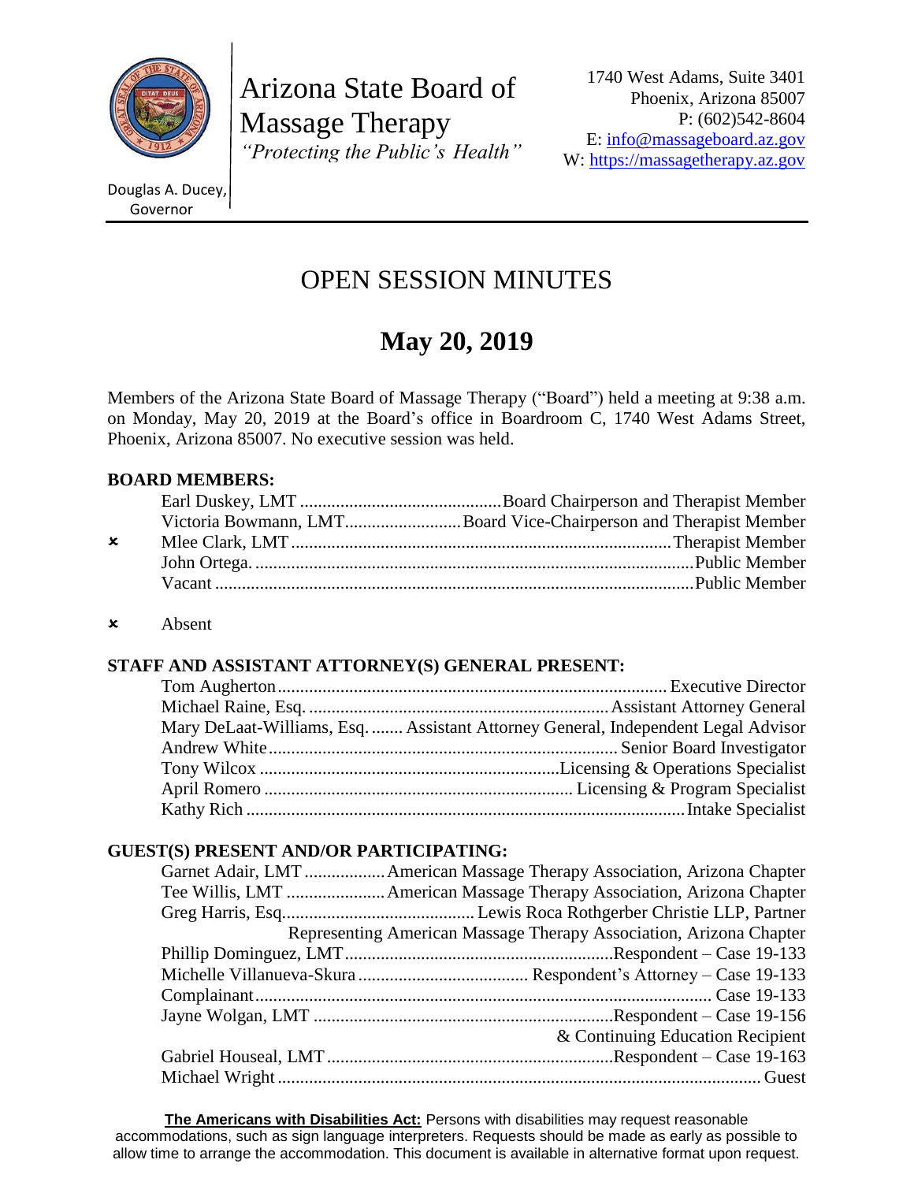Arizona State Board of Massage Therapy

*"Protecting the Public's Health"*

1740 West Adams, Suite 3401
Phoenix, Arizona 85007
P: (602)542-8604
E: info@massageboard.az.gov
W: https://massagetherapy.az.gov

Douglas A. Ducey, Governor

# OPEN SESSION MINUTES

## May 20, 2019

Members of the Arizona State Board of Massage Therapy ("Board") held a meeting at 9:38 a.m. on Monday, May 20, 2019 at the Board's office in Boardroom C, 1740 West Adams Street, Phoenix, Arizona 85007. No executive session was held.

### BOARD MEMBERS:

| | | |
|---|---|---|
| | Earl Duskey, LMT | Board Chairperson and Therapist Member |
| | Victoria Bowmann, LMT | Board Vice-Chairperson and Therapist Member |
| ✖ | Mlee Clark, LMT | Therapist Member |
| | John Ortega. | Public Member |
| | Vacant | Public Member |

✖ Absent

### STAFF AND ASSISTANT ATTORNEY(S) GENERAL PRESENT:

| | |
|---|---|
| Tom Augherton | Executive Director |
| Michael Raine, Esq. | Assistant Attorney General |
| Mary DeLaat-Williams, Esq. | Assistant Attorney General, Independent Legal Advisor |
| Andrew White | Senior Board Investigator |
| Tony Wilcox | Licensing & Operations Specialist |
| April Romero | Licensing & Program Specialist |
| Kathy Rich | Intake Specialist |

### GUEST(S) PRESENT AND/OR PARTICIPATING:

| | |
|---|---|
| Garnet Adair, LMT | American Massage Therapy Association, Arizona Chapter |
| Tee Willis, LMT | American Massage Therapy Association, Arizona Chapter |
| Greg Harris, Esq. | Lewis Roca Rothgerber Christie LLP, Partner Representing American Massage Therapy Association, Arizona Chapter |
| Phillip Dominguez, LMT | Respondent – Case 19-133 |
| Michelle Villanueva-Skura | Respondent's Attorney – Case 19-133 |
| Complainant | Case 19-133 |
| Jayne Wolgan, LMT | Respondent – Case 19-156 & Continuing Education Recipient |
| Gabriel Houseal, LMT | Respondent – Case 19-163 |
| Michael Wright | Guest |

**The Americans with Disabilities Act:** Persons with disabilities may request reasonable accommodations, such as sign language interpreters. Requests should be made as early as possible to allow time to arrange the accommodation. This document is available in alternative format upon request.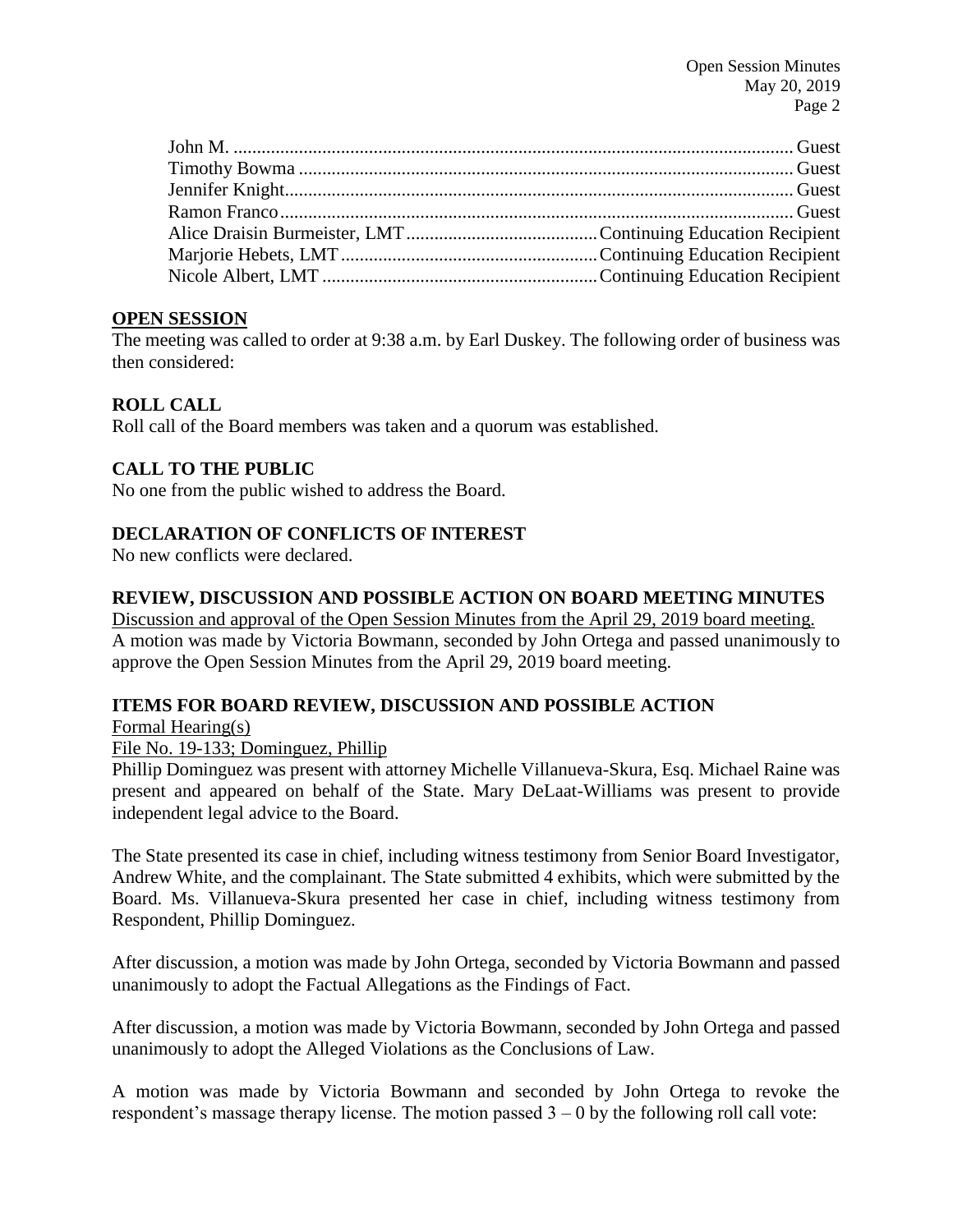| | |
|---|---|
| John M. | Guest |
| Timothy Bowma | Guest |
| Jennifer Knight | Guest |
| Ramon Franco | Guest |
| Alice Draisin Burmeister, LMT | Continuing Education Recipient |
| Marjorie Hebets, LMT | Continuing Education Recipient |
| Nicole Albert, LMT | Continuing Education Recipient |

## OPEN SESSION

The meeting was called to order at 9:38 a.m. by Earl Duskey. The following order of business was then considered:

### ROLL CALL

Roll call of the Board members was taken and a quorum was established.

### CALL TO THE PUBLIC

No one from the public wished to address the Board.

### DECLARATION OF CONFLICTS OF INTEREST

No new conflicts were declared.

### REVIEW, DISCUSSION AND POSSIBLE ACTION ON BOARD MEETING MINUTES

Discussion and approval of the Open Session Minutes from the April 29, 2019 board meeting.

A motion was made by Victoria Bowmann, seconded by John Ortega and passed unanimously to approve the Open Session Minutes from the April 29, 2019 board meeting.

### ITEMS FOR BOARD REVIEW, DISCUSSION AND POSSIBLE ACTION

Formal Hearing(s)

File No. 19-133; Dominguez, Phillip

Phillip Dominguez was present with attorney Michelle Villanueva-Skura, Esq. Michael Raine was present and appeared on behalf of the State. Mary DeLaat-Williams was present to provide independent legal advice to the Board.

The State presented its case in chief, including witness testimony from Senior Board Investigator, Andrew White, and the complainant. The State submitted 4 exhibits, which were submitted by the Board. Ms. Villanueva-Skura presented her case in chief, including witness testimony from Respondent, Phillip Dominguez.

After discussion, a motion was made by John Ortega, seconded by Victoria Bowmann and passed unanimously to adopt the Factual Allegations as the Findings of Fact.

After discussion, a motion was made by Victoria Bowmann, seconded by John Ortega and passed unanimously to adopt the Alleged Violations as the Conclusions of Law.

A motion was made by Victoria Bowmann and seconded by John Ortega to revoke the respondent's massage therapy license. The motion passed 3 – 0 by the following roll call vote: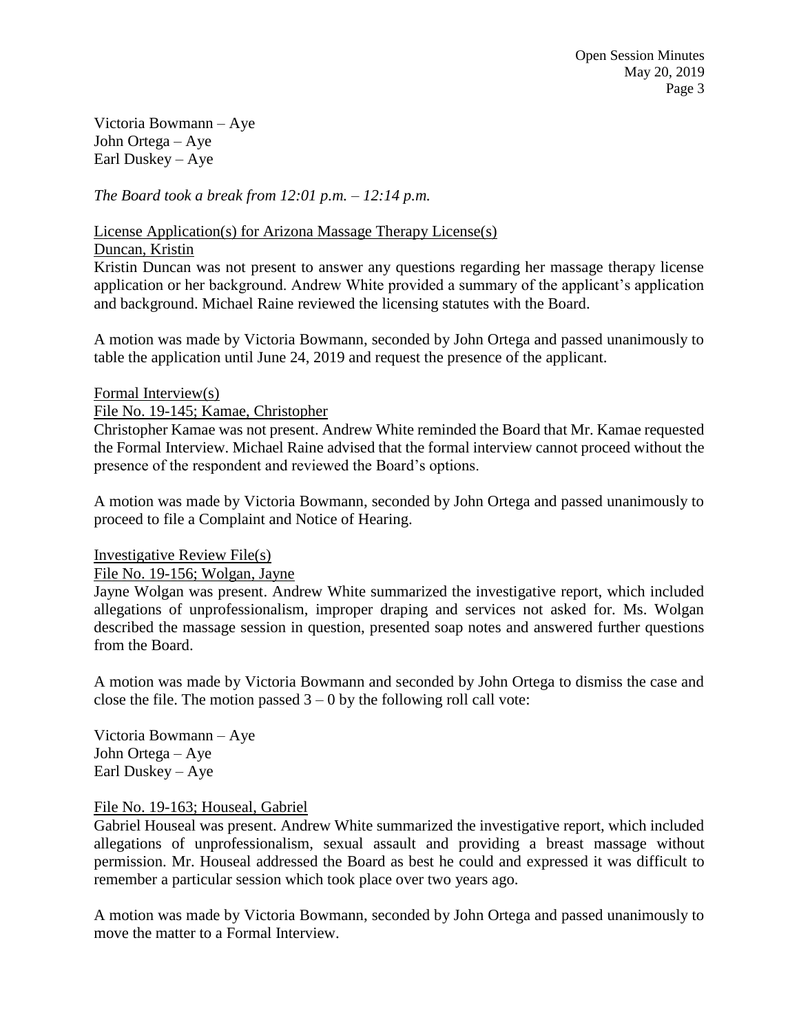Victoria Bowmann – Aye
John Ortega – Aye
Earl Duskey – Aye

*The Board took a break from 12:01 p.m. – 12:14 p.m.*

License Application(s) for Arizona Massage Therapy License(s)

Duncan, Kristin

Kristin Duncan was not present to answer any questions regarding her massage therapy license application or her background. Andrew White provided a summary of the applicant's application and background. Michael Raine reviewed the licensing statutes with the Board.

A motion was made by Victoria Bowmann, seconded by John Ortega and passed unanimously to table the application until June 24, 2019 and request the presence of the applicant.

Formal Interview(s)

File No. 19-145; Kamae, Christopher

Christopher Kamae was not present. Andrew White reminded the Board that Mr. Kamae requested the Formal Interview. Michael Raine advised that the formal interview cannot proceed without the presence of the respondent and reviewed the Board's options.

A motion was made by Victoria Bowmann, seconded by John Ortega and passed unanimously to proceed to file a Complaint and Notice of Hearing.

Investigative Review File(s)

File No. 19-156; Wolgan, Jayne

Jayne Wolgan was present. Andrew White summarized the investigative report, which included allegations of unprofessionalism, improper draping and services not asked for. Ms. Wolgan described the massage session in question, presented soap notes and answered further questions from the Board.

A motion was made by Victoria Bowmann and seconded by John Ortega to dismiss the case and close the file. The motion passed 3 – 0 by the following roll call vote:

Victoria Bowmann – Aye
John Ortega – Aye
Earl Duskey – Aye

File No. 19-163; Houseal, Gabriel

Gabriel Houseal was present. Andrew White summarized the investigative report, which included allegations of unprofessionalism, sexual assault and providing a breast massage without permission. Mr. Houseal addressed the Board as best he could and expressed it was difficult to remember a particular session which took place over two years ago.

A motion was made by Victoria Bowmann, seconded by John Ortega and passed unanimously to move the matter to a Formal Interview.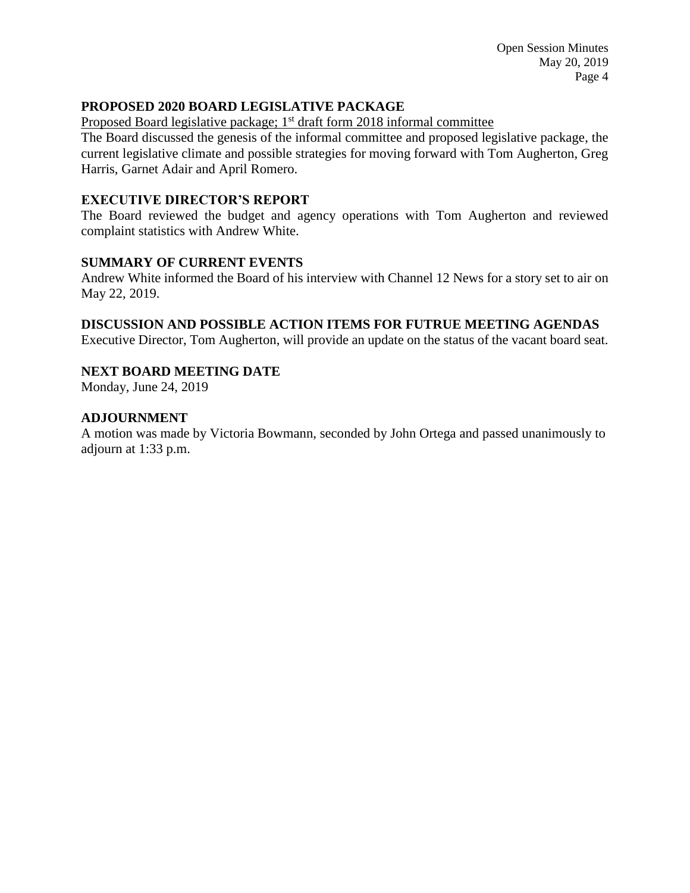## PROPOSED 2020 BOARD LEGISLATIVE PACKAGE

Proposed Board legislative package; 1st draft form 2018 informal committee

The Board discussed the genesis of the informal committee and proposed legislative package, the current legislative climate and possible strategies for moving forward with Tom Augherton, Greg Harris, Garnet Adair and April Romero.

## EXECUTIVE DIRECTOR'S REPORT

The Board reviewed the budget and agency operations with Tom Augherton and reviewed complaint statistics with Andrew White.

## SUMMARY OF CURRENT EVENTS

Andrew White informed the Board of his interview with Channel 12 News for a story set to air on May 22, 2019.

## DISCUSSION AND POSSIBLE ACTION ITEMS FOR FUTRUE MEETING AGENDAS

Executive Director, Tom Augherton, will provide an update on the status of the vacant board seat.

## NEXT BOARD MEETING DATE

Monday, June 24, 2019

## ADJOURNMENT

A motion was made by Victoria Bowmann, seconded by John Ortega and passed unanimously to adjourn at 1:33 p.m.